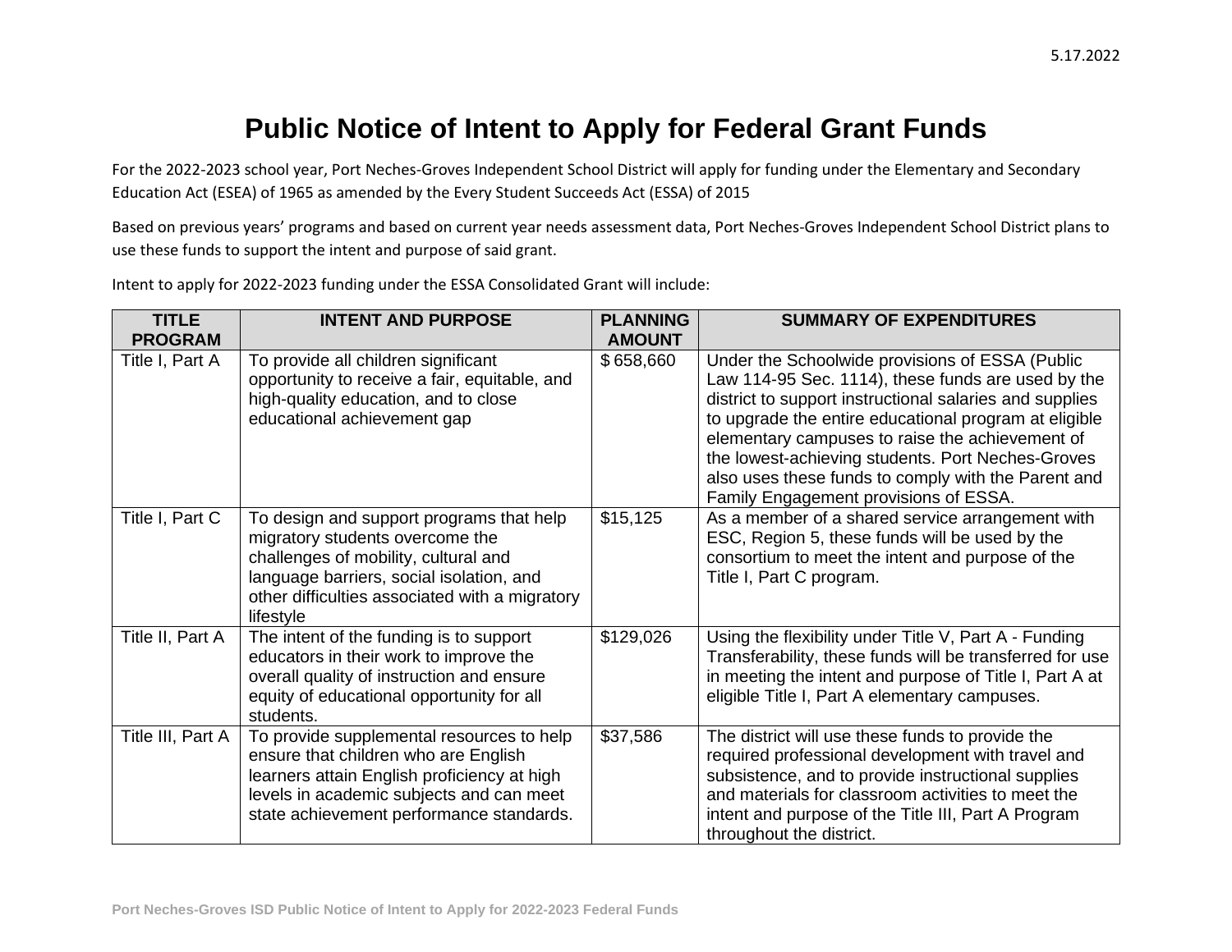5.17.2022

# Public Notice of Intent to Apply for Federal Grant Funds

For the 2022-2023 school year, Port Neches-Groves Independent School District will apply for funding under the Elementary and Secondary Education Act (ESEA) of 1965 as amended by the Every Student Succeeds Act (ESSA) of 2015

Based on previous years' programs and based on current year needs assessment data, Port Neches-Groves Independent School District plans to use these funds to support the intent and purpose of said grant.

Intent to apply for 2022-2023 funding under the ESSA Consolidated Grant will include:

| TITLE PROGRAM | INTENT AND PURPOSE | PLANNING AMOUNT | SUMMARY OF EXPENDITURES |
|---|---|---|---|
| Title I, Part A | To provide all children significant opportunity to receive a fair, equitable, and high-quality education, and to close educational achievement gap | $ 658,660 | Under the Schoolwide provisions of ESSA (Public Law 114-95 Sec. 1114), these funds are used by the district to support instructional salaries and supplies to upgrade the entire educational program at eligible elementary campuses to raise the achievement of the lowest-achieving students. Port Neches-Groves also uses these funds to comply with the Parent and Family Engagement provisions of ESSA. |
| Title I, Part C | To design and support programs that help migratory students overcome the challenges of mobility, cultural and language barriers, social isolation, and other difficulties associated with a migratory lifestyle | $15,125 | As a member of a shared service arrangement with ESC, Region 5, these funds will be used by the consortium to meet the intent and purpose of the Title I, Part C program. |
| Title II, Part A | The intent of the funding is to support educators in their work to improve the overall quality of instruction and ensure equity of educational opportunity for all students. | $129,026 | Using the flexibility under Title V, Part A - Funding Transferability, these funds will be transferred for use in meeting the intent and purpose of Title I, Part A at eligible Title I, Part A elementary campuses. |
| Title III, Part A | To provide supplemental resources to help ensure that children who are English learners attain English proficiency at high levels in academic subjects and can meet state achievement performance standards. | $37,586 | The district will use these funds to provide the required professional development with travel and subsistence, and to provide instructional supplies and materials for classroom activities to meet the intent and purpose of the Title III, Part A Program throughout the district. |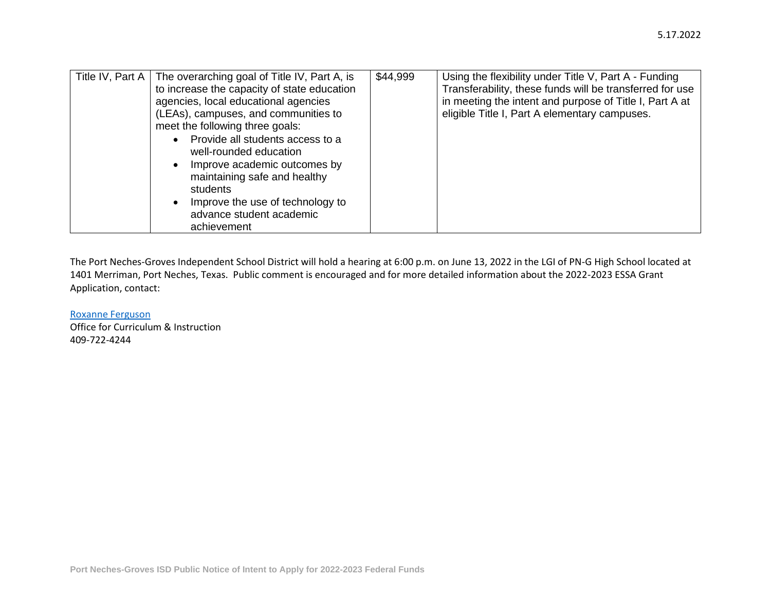| | | | |
|---|---|---|---|
| Title IV, Part A | The overarching goal of Title IV, Part A, is to increase the capacity of state education agencies, local educational agencies (LEAs), campuses, and communities to meet the following three goals:<br>• Provide all students access to a well-rounded education<br>• Improve academic outcomes by maintaining safe and healthy students<br>• Improve the use of technology to advance student academic achievement | $44,999 | Using the flexibility under Title V, Part A - Funding Transferability, these funds will be transferred for use in meeting the intent and purpose of Title I, Part A at eligible Title I, Part A elementary campuses. |

The Port Neches-Groves Independent School District will hold a hearing at 6:00 p.m. on June 13, 2022 in the LGI of PN-G High School located at 1401 Merriman, Port Neches, Texas. Public comment is encouraged and for more detailed information about the 2022-2023 ESSA Grant Application, contact:

Roxanne Ferguson
Office for Curriculum & Instruction
409-722-4244